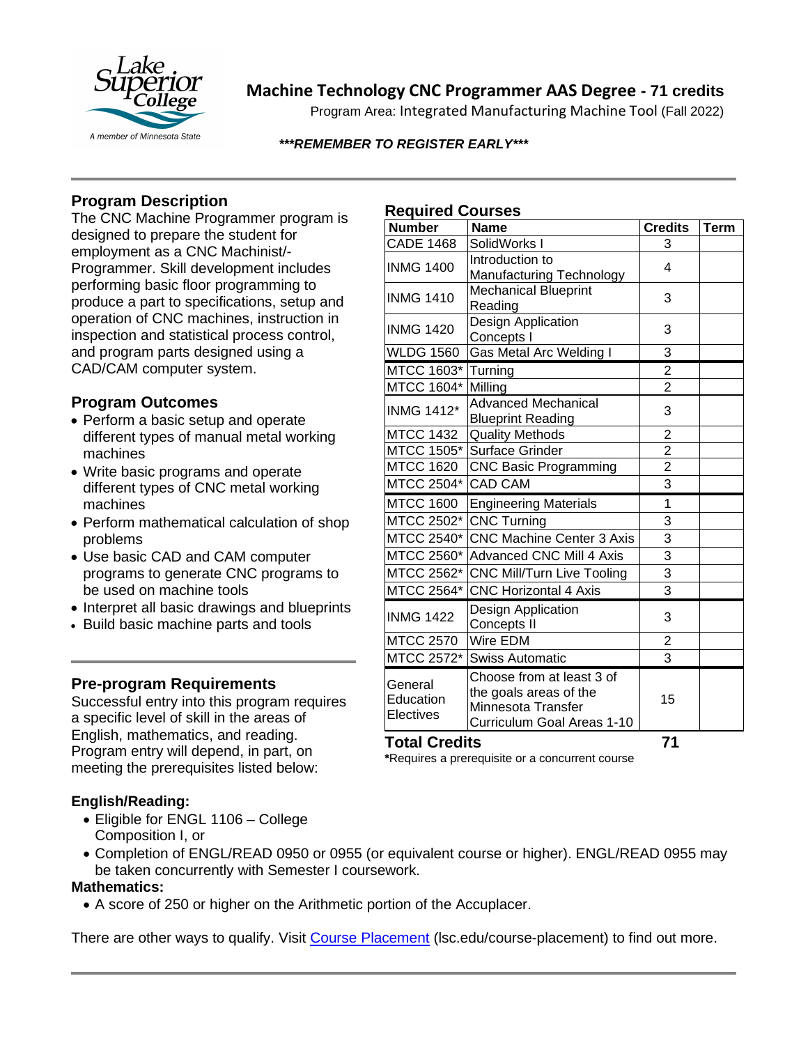# Machine Technology CNC Programmer AAS Degree - 71 credits

Program Area: Integrated Manufacturing Machine Tool (Fall 2022)

***\*\*\*REMEMBER TO REGISTER EARLY\*\*\****

## Program Description

The CNC Machine Programmer program is designed to prepare the student for employment as a CNC Machinist/-Programmer. Skill development includes performing basic floor programming to produce a part to specifications, setup and operation of CNC machines, instruction in inspection and statistical process control, and program parts designed using a CAD/CAM computer system.

## Program Outcomes

- Perform a basic setup and operate different types of manual metal working machines
- Write basic programs and operate different types of CNC metal working machines
- Perform mathematical calculation of shop problems
- Use basic CAD and CAM computer programs to generate CNC programs to be used on machine tools
- Interpret all basic drawings and blueprints
- Build basic machine parts and tools

## Pre-program Requirements

Successful entry into this program requires a specific level of skill in the areas of English, mathematics, and reading. Program entry will depend, in part, on meeting the prerequisites listed below:

### English/Reading:

- Eligible for ENGL 1106 – College Composition I, or
- Completion of ENGL/READ 0950 or 0955 (or equivalent course or higher). ENGL/READ 0955 may be taken concurrently with Semester I coursework.

### Mathematics:

- A score of 250 or higher on the Arithmetic portion of the Accuplacer.

There are other ways to qualify. Visit Course Placement (lsc.edu/course-placement) to find out more.

## Required Courses

| Number | Name | Credits | Term |
|---|---|---|---|
| CADE 1468 | SolidWorks I | 3 | |
| INMG 1400 | Introduction to Manufacturing Technology | 4 | |
| INMG 1410 | Mechanical Blueprint Reading | 3 | |
| INMG 1420 | Design Application Concepts I | 3 | |
| WLDG 1560 | Gas Metal Arc Welding I | 3 | |
| MTCC 1603* | Turning | 2 | |
| MTCC 1604* | Milling | 2 | |
| INMG 1412* | Advanced Mechanical Blueprint Reading | 3 | |
| MTCC 1432 | Quality Methods | 2 | |
| MTCC 1505* | Surface Grinder | 2 | |
| MTCC 1620 | CNC Basic Programming | 2 | |
| MTCC 2504* | CAD CAM | 3 | |
| MTCC 1600 | Engineering Materials | 1 | |
| MTCC 2502* | CNC Turning | 3 | |
| MTCC 2540* | CNC Machine Center 3 Axis | 3 | |
| MTCC 2560* | Advanced CNC Mill 4 Axis | 3 | |
| MTCC 2562* | CNC Mill/Turn Live Tooling | 3 | |
| MTCC 2564* | CNC Horizontal 4 Axis | 3 | |
| INMG 1422 | Design Application Concepts II | 3 | |
| MTCC 2570 | Wire EDM | 2 | |
| MTCC 2572* | Swiss Automatic | 3 | |
| General Education Electives | Choose from at least 3 of the goals areas of the Minnesota Transfer Curriculum Goal Areas 1-10 | 15 | |
| **Total Credits** | | **71** | |

*Requires a prerequisite or a concurrent course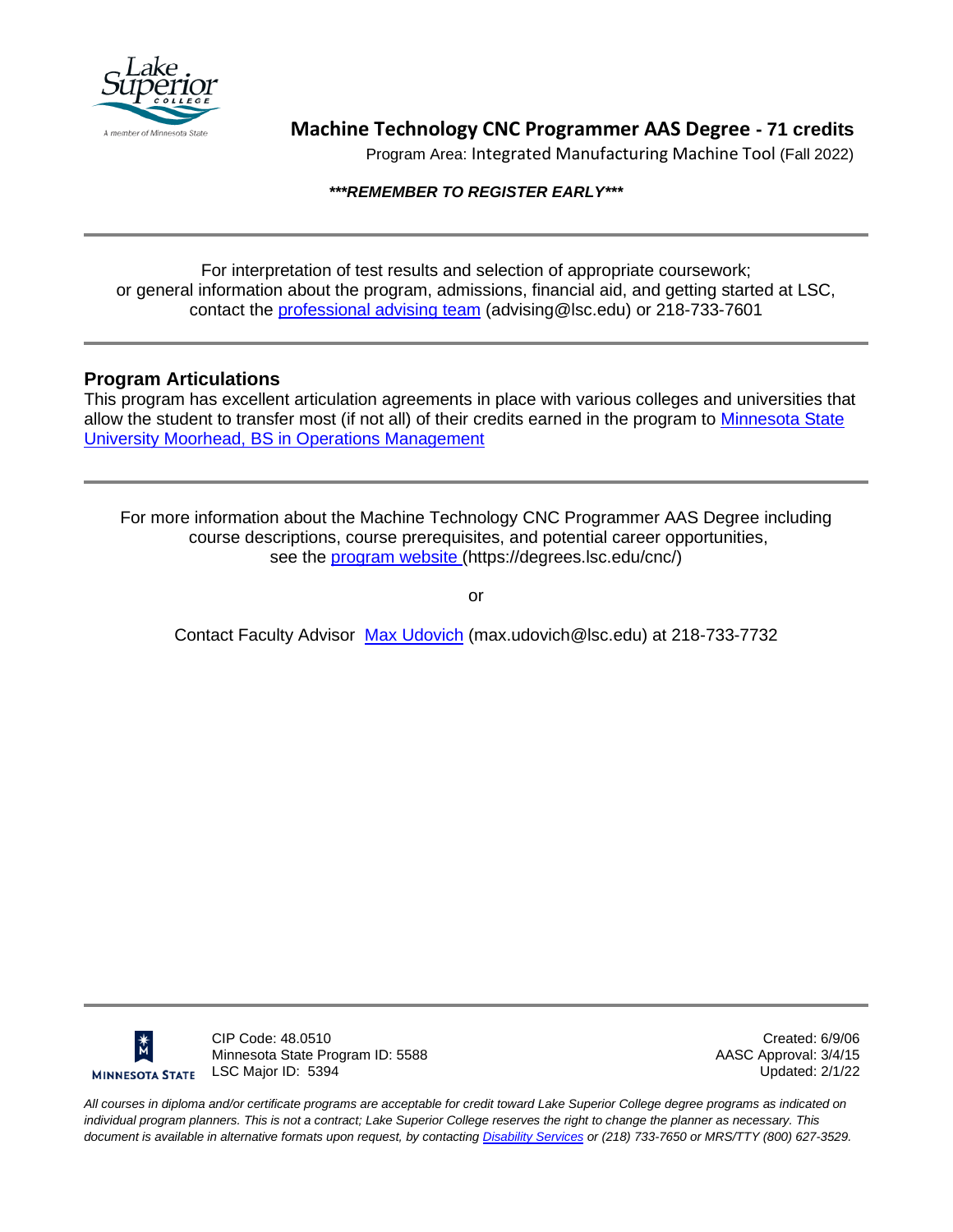# Machine Technology CNC Programmer AAS Degree - 71 credits

Program Area: Integrated Manufacturing Machine Tool (Fall 2022)

***\*\*\*REMEMBER TO REGISTER EARLY\*\*\****

---

For interpretation of test results and selection of appropriate coursework; or general information about the program, admissions, financial aid, and getting started at LSC, contact the professional advising team (advising@lsc.edu) or 218-733-7601

---

## Program Articulations

This program has excellent articulation agreements in place with various colleges and universities that allow the student to transfer most (if not all) of their credits earned in the program to Minnesota State University Moorhead, BS in Operations Management

---

For more information about the Machine Technology CNC Programmer AAS Degree including course descriptions, course prerequisites, and potential career opportunities, see the program website (https://degrees.lsc.edu/cnc/)

or

Contact Faculty Advisor Max Udovich (max.udovich@lsc.edu) at 218-733-7732

---

CIP Code: 48.0510
Minnesota State Program ID: 5588
LSC Major ID: 5394

Created: 6/9/06
AASC Approval: 3/4/15
Updated: 2/1/22

*All courses in diploma and/or certificate programs are acceptable for credit toward Lake Superior College degree programs as indicated on individual program planners. This is not a contract; Lake Superior College reserves the right to change the planner as necessary. This document is available in alternative formats upon request, by contacting Disability Services or (218) 733-7650 or MRS/TTY (800) 627-3529.*